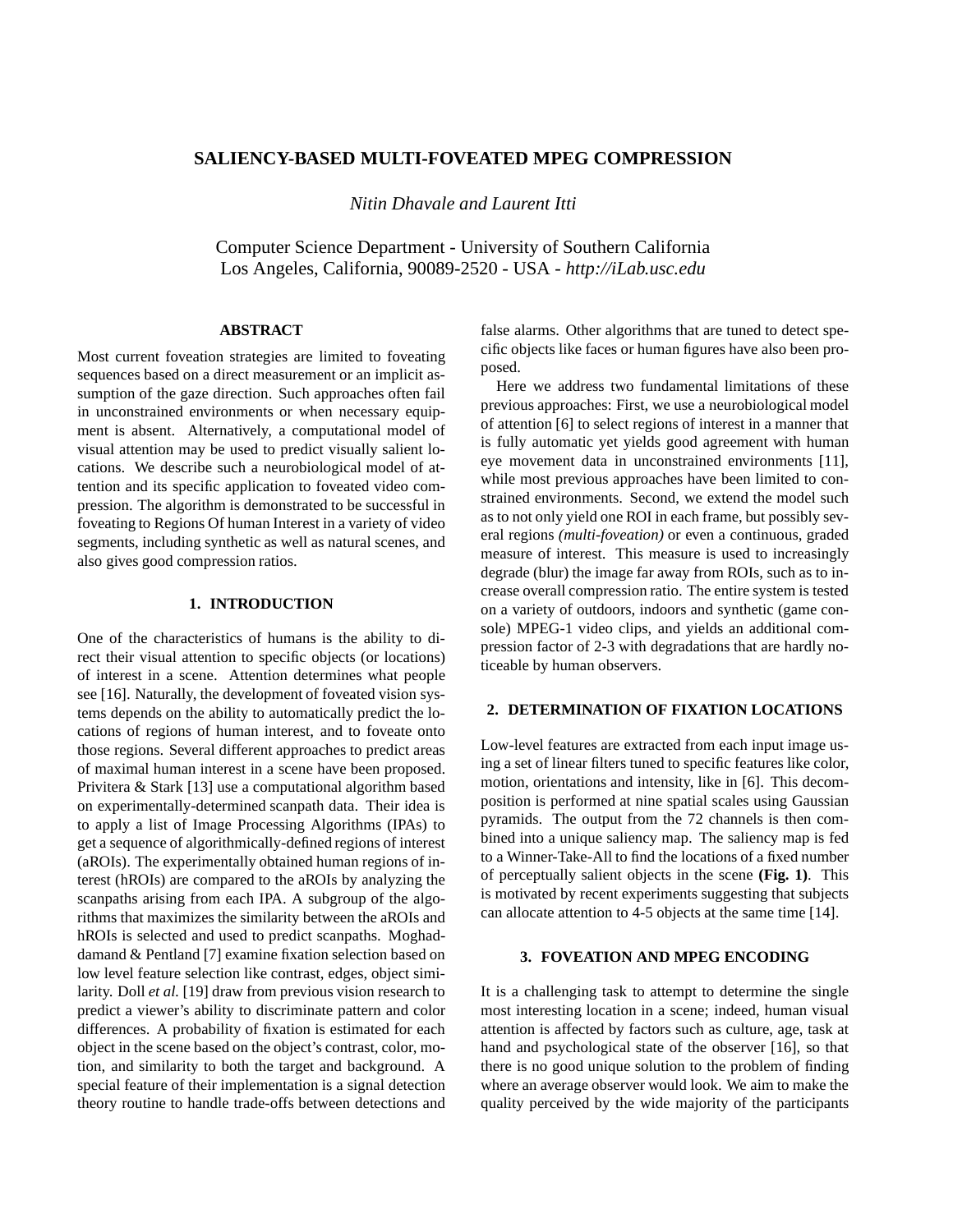# SALIENCY-BASED MULTI-FOVEATED MPEG COMPRESSION

*Nitin Dhavale and Laurent Itti*

Computer Science Department - University of Southern California
Los Angeles, California, 90089-2520 - USA - *http://iLab.usc.edu*

### ABSTRACT

Most current foveation strategies are limited to foveating sequences based on a direct measurement or an implicit assumption of the gaze direction. Such approaches often fail in unconstrained environments or when necessary equipment is absent. Alternatively, a computational model of visual attention may be used to predict visually salient locations. We describe such a neurobiological model of attention and its specific application to foveated video compression. The algorithm is demonstrated to be successful in foveating to Regions Of human Interest in a variety of video segments, including synthetic as well as natural scenes, and also gives good compression ratios.

## 1. INTRODUCTION

One of the characteristics of humans is the ability to direct their visual attention to specific objects (or locations) of interest in a scene. Attention determines what people see [16]. Naturally, the development of foveated vision systems depends on the ability to automatically predict the locations of regions of human interest, and to foveate onto those regions. Several different approaches to predict areas of maximal human interest in a scene have been proposed. Privitera & Stark [13] use a computational algorithm based on experimentally-determined scanpath data. Their idea is to apply a list of Image Processing Algorithms (IPAs) to get a sequence of algorithmically-defined regions of interest (aROIs). The experimentally obtained human regions of interest (hROIs) are compared to the aROIs by analyzing the scanpaths arising from each IPA. A subgroup of the algorithms that maximizes the similarity between the aROIs and hROIs is selected and used to predict scanpaths. Moghaddamand & Pentland [7] examine fixation selection based on low level feature selection like contrast, edges, object similarity. Doll *et al.* [19] draw from previous vision research to predict a viewer's ability to discriminate pattern and color differences. A probability of fixation is estimated for each object in the scene based on the object's contrast, color, motion, and similarity to both the target and background. A special feature of their implementation is a signal detection theory routine to handle trade-offs between detections and false alarms. Other algorithms that are tuned to detect specific objects like faces or human figures have also been proposed.

Here we address two fundamental limitations of these previous approaches: First, we use a neurobiological model of attention [6] to select regions of interest in a manner that is fully automatic yet yields good agreement with human eye movement data in unconstrained environments [11], while most previous approaches have been limited to constrained environments. Second, we extend the model such as to not only yield one ROI in each frame, but possibly several regions *(multi-foveation)* or even a continuous, graded measure of interest. This measure is used to increasingly degrade (blur) the image far away from ROIs, such as to increase overall compression ratio. The entire system is tested on a variety of outdoors, indoors and synthetic (game console) MPEG-1 video clips, and yields an additional compression factor of 2-3 with degradations that are hardly noticeable by human observers.

## 2. DETERMINATION OF FIXATION LOCATIONS

Low-level features are extracted from each input image using a set of linear filters tuned to specific features like color, motion, orientations and intensity, like in [6]. This decomposition is performed at nine spatial scales using Gaussian pyramids. The output from the 72 channels is then combined into a unique saliency map. The saliency map is fed to a Winner-Take-All to find the locations of a fixed number of perceptually salient objects in the scene **(Fig. 1)**. This is motivated by recent experiments suggesting that subjects can allocate attention to 4-5 objects at the same time [14].

## 3. FOVEATION AND MPEG ENCODING

It is a challenging task to attempt to determine the single most interesting location in a scene; indeed, human visual attention is affected by factors such as culture, age, task at hand and psychological state of the observer [16], so that there is no good unique solution to the problem of finding where an average observer would look. We aim to make the quality perceived by the wide majority of the participants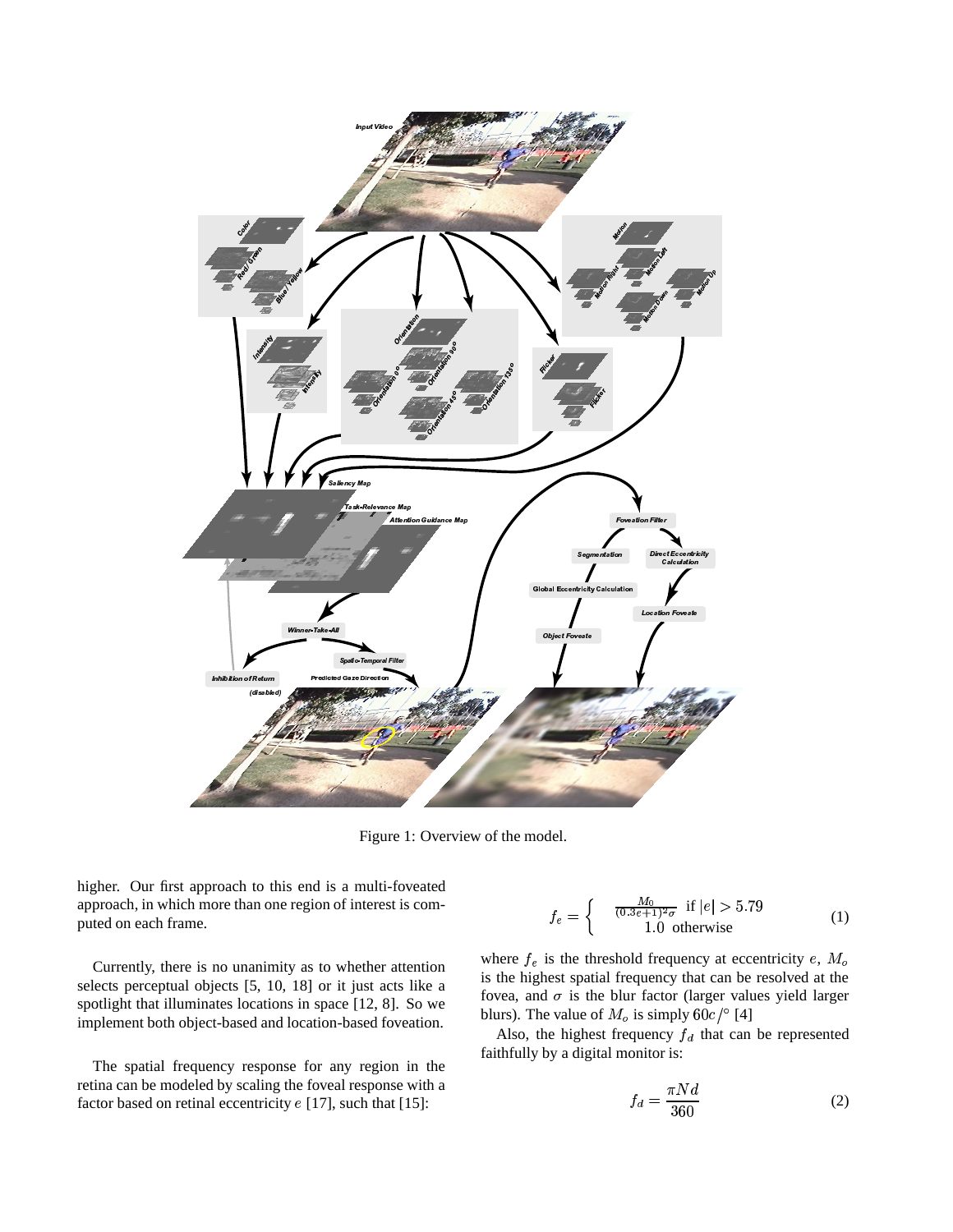Figure 1: Overview of the model.

higher. Our first approach to this end is a multi-foveated approach, in which more than one region of interest is computed on each frame.

Currently, there is no unanimity as to whether attention selects perceptual objects [5, 10, 18] or it just acts like a spotlight that illuminates locations in space [12, 8]. So we implement both object-based and location-based foveation.

The spatial frequency response for any region in the retina can be modeled by scaling the foveal response with a factor based on retinal eccentricity $e$ [17], such that [15]:

$$f_e = \begin{cases} \frac{M_0}{(0.3e+1)^2\sigma} & \text{if } |e| > 5.79 \\ 1.0 & \text{otherwise} \end{cases} \tag{1}$$

where $f_e$ is the threshold frequency at eccentricity $e$, $M_o$ is the highest spatial frequency that can be resolved at the fovea, and $\sigma$ is the blur factor (larger values yield larger blurs). The value of $M_o$ is simply $60c/^\circ$ [4]

Also, the highest frequency $f_d$ that can be represented faithfully by a digital monitor is:

$$f_d = \frac{\pi N d}{360} \tag{2}$$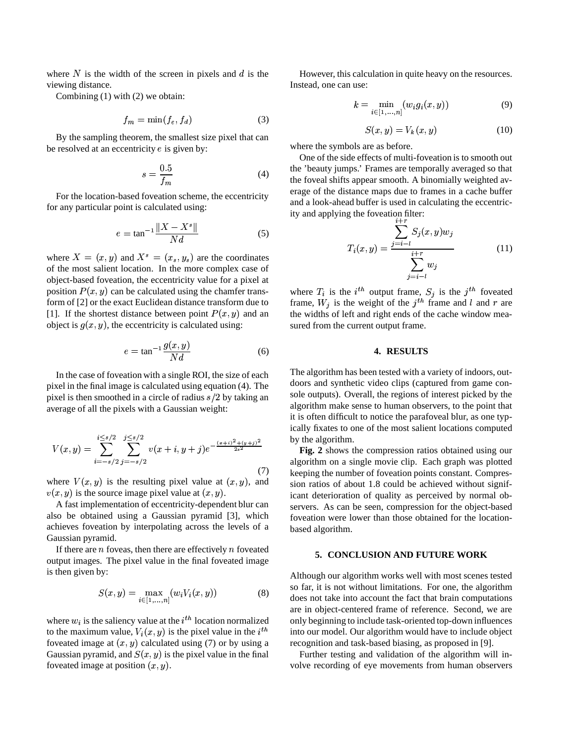where $N$ is the width of the screen in pixels and $d$ is the viewing distance.

Combining (1) with (2) we obtain:

$$f_m = \min(f_e, f_d) \tag{3}$$

By the sampling theorem, the smallest size pixel that can be resolved at an eccentricity $e$ is given by:

$$s = \frac{0.5}{f_m} \tag{4}$$

For the location-based foveation scheme, the eccentricity for any particular point is calculated using:

$$e = \tan^{-1} \frac{\|X - X^s\|}{Nd} \tag{5}$$

where $X = (x, y)$ and $X^s = (x_s, y_s)$ are the coordinates of the most salient location. In the more complex case of object-based foveation, the eccentricity value for a pixel at position $P(x, y)$ can be calculated using the chamfer transform of [2] or the exact Euclidean distance transform due to [1]. If the shortest distance between point $P(x, y)$ and an object is $g(x, y)$, the eccentricity is calculated using:

$$e = \tan^{-1} \frac{g(x, y)}{Nd} \tag{6}$$

In the case of foveation with a single ROI, the size of each pixel in the final image is calculated using equation (4). The pixel is then smoothed in a circle of radius $s/2$ by taking an average of all the pixels with a Gaussian weight:

$$V(x, y) = \sum_{i=-s/2}^{i \leq s/2} \sum_{j=-s/2}^{j \leq s/2} v(x+i, y+j) e^{-\frac{(x+i)^2 + (y+j)^2}{2s^2}} \tag{7}$$

where $V(x, y)$ is the resulting pixel value at $(x, y)$, and $v(x, y)$ is the source image pixel value at $(x, y)$.

A fast implementation of eccentricity-dependent blur can also be obtained using a Gaussian pyramid [3], which achieves foveation by interpolating across the levels of a Gaussian pyramid.

If there are $n$ foveas, then there are effectively $n$ foveated output images. The pixel value in the final foveated image is then given by:

$$S(x, y) = \max_{i \in [1, \ldots, n]} (w_i V_i(x, y)) \tag{8}$$

where $w_i$ is the saliency value at the $i^{th}$ location normalized to the maximum value, $V_i(x, y)$ is the pixel value in the $i^{th}$ foveated image at $(x, y)$ calculated using (7) or by using a Gaussian pyramid, and $S(x, y)$ is the pixel value in the final foveated image at position $(x, y)$.

However, this calculation in quite heavy on the resources. Instead, one can use:

$$k = \min_{i \in [1, \ldots, n]} (w_i g_i(x, y)) \tag{9}$$

$$S(x, y) = V_k(x, y) \tag{10}$$

where the symbols are as before.

One of the side effects of multi-foveation is to smooth out the 'beauty jumps.' Frames are temporally averaged so that the foveal shifts appear smooth. A binomially weighted average of the distance maps due to frames in a cache buffer and a look-ahead buffer is used in calculating the eccentricity and applying the foveation filter:

$$T_i(x, y) = \frac{\sum_{j=i-l}^{i+r} S_j(x, y) w_j}{\sum_{j=i-l}^{i+r} w_j} \tag{11}$$

where $T_i$ is the $i^{th}$ output frame, $S_j$ is the $j^{th}$ foveated frame, $W_j$ is the weight of the $j^{th}$ frame and $l$ and $r$ are the widths of left and right ends of the cache window measured from the current output frame.

## 4. RESULTS

The algorithm has been tested with a variety of indoors, outdoors and synthetic video clips (captured from game console outputs). Overall, the regions of interest picked by the algorithm make sense to human observers, to the point that it is often difficult to notice the parafoveal blur, as one typically fixates to one of the most salient locations computed by the algorithm.

**Fig. 2** shows the compression ratios obtained using our algorithm on a single movie clip. Each graph was plotted keeping the number of foveation points constant. Compression ratios of about 1.8 could be achieved without significant deterioration of quality as perceived by normal observers. As can be seen, compression for the object-based foveation were lower than those obtained for the location-based algorithm.

## 5. CONCLUSION AND FUTURE WORK

Although our algorithm works well with most scenes tested so far, it is not without limitations. For one, the algorithm does not take into account the fact that brain computations are in object-centered frame of reference. Second, we are only beginning to include task-oriented top-down influences into our model. Our algorithm would have to include object recognition and task-based biasing, as proposed in [9].

Further testing and validation of the algorithm will involve recording of eye movements from human observers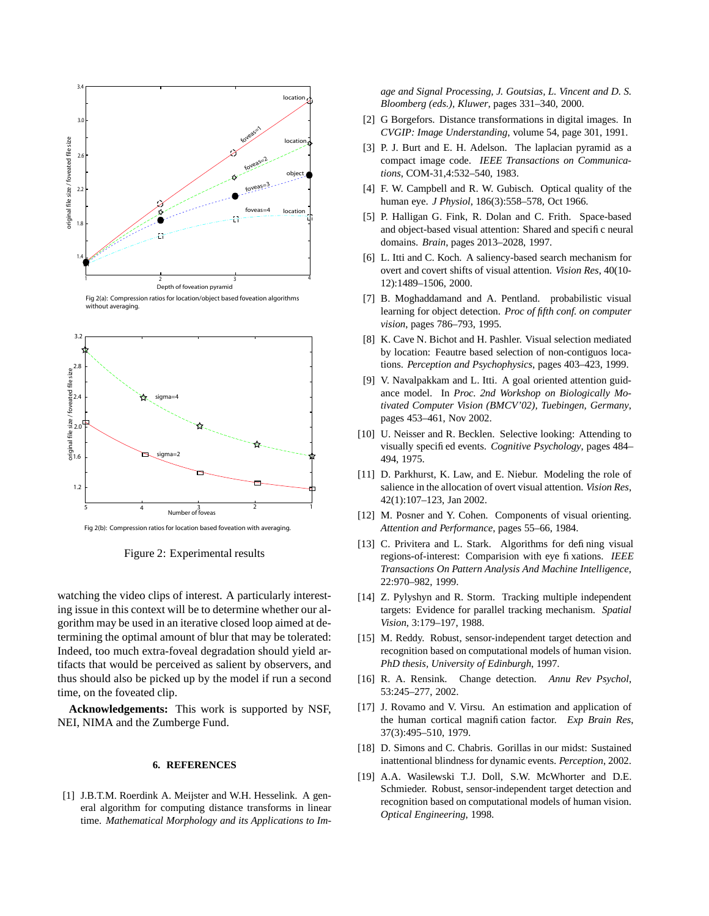3.4

3.0

2.6

2.2

1.8

1.4

1

2

3

4

original file size / foveated file size

Depth of foveation pyramid

location

foveas=1

location

foveas=2

object

foveas=3

foveas=4

location

Fig 2(a): Compression ratios for location/object based foveation algorithms without averaging.

3.2

2.8

2.4

2.0

1.6

1.2

5

4

3

2

1

original file size / foveated file size

Number of foveas

sigma=4

sigma=2

Fig 2(b): Compression ratios for location based foveation with averaging.

Figure 2: Experimental results

watching the video clips of interest. A particularly interesting issue in this context will be to determine whether our algorithm may be used in an iterative closed loop aimed at determining the optimal amount of blur that may be tolerated: Indeed, too much extra-foveal degradation should yield artifacts that would be perceived as salient by observers, and thus should also be picked up by the model if run a second time, on the foveated clip.

**Acknowledgements:** This work is supported by NSF, NEI, NIMA and the Zumberge Fund.

## 6. REFERENCES

[1] J.B.T.M. Roerdink A. Meijster and W.H. Hesselink. A general algorithm for computing distance transforms in linear time. *Mathematical Morphology and its Applications to Image and Signal Processing, J. Goutsias, L. Vincent and D. S. Bloomberg (eds.), Kluwer*, pages 331–340, 2000.

[2] G Borgefors. Distance transformations in digital images. In *CVGIP: Image Understanding*, volume 54, page 301, 1991.

[3] P. J. Burt and E. H. Adelson. The laplacian pyramid as a compact image code. *IEEE Transactions on Communications*, COM-31,4:532–540, 1983.

[4] F. W. Campbell and R. W. Gubisch. Optical quality of the human eye. *J Physiol*, 186(3):558–578, Oct 1966.

[5] P. Halligan G. Fink, R. Dolan and C. Frith. Space-based and object-based visual attention: Shared and specific neural domains. *Brain*, pages 2013–2028, 1997.

[6] L. Itti and C. Koch. A saliency-based search mechanism for overt and covert shifts of visual attention. *Vision Res*, 40(10-12):1489–1506, 2000.

[7] B. Moghaddamand and A. Pentland. probabilistic visual learning for object detection. *Proc of fifth conf. on computer vision*, pages 786–793, 1995.

[8] K. Cave N. Bichot and H. Pashler. Visual selection mediated by location: Feautre based selection of non-contiguos locations. *Perception and Psychophysics*, pages 403–423, 1999.

[9] V. Navalpakkam and L. Itti. A goal oriented attention guidance model. In *Proc. 2nd Workshop on Biologically Motivated Computer Vision (BMCV'02), Tuebingen, Germany*, pages 453–461, Nov 2002.

[10] U. Neisser and R. Becklen. Selective looking: Attending to visually specified events. *Cognitive Psychology*, pages 484–494, 1975.

[11] D. Parkhurst, K. Law, and E. Niebur. Modeling the role of salience in the allocation of overt visual attention. *Vision Res*, 42(1):107–123, Jan 2002.

[12] M. Posner and Y. Cohen. Components of visual orienting. *Attention and Performance*, pages 55–66, 1984.

[13] C. Privitera and L. Stark. Algorithms for defining visual regions-of-interest: Comparision with eye fixations. *IEEE Transactions On Pattern Analysis And Machine Intelligence*, 22:970–982, 1999.

[14] Z. Pylyshyn and R. Storm. Tracking multiple independent targets: Evidence for parallel tracking mechanism. *Spatial Vision*, 3:179–197, 1988.

[15] M. Reddy. Robust, sensor-independent target detection and recognition based on computational models of human vision. *PhD thesis, University of Edinburgh*, 1997.

[16] R. A. Rensink. Change detection. *Annu Rev Psychol*, 53:245–277, 2002.

[17] J. Rovamo and V. Virsu. An estimation and application of the human cortical magnification factor. *Exp Brain Res*, 37(3):495–510, 1979.

[18] D. Simons and C. Chabris. Gorillas in our midst: Sustained inattentional blindness for dynamic events. *Perception*, 2002.

[19] A.A. Wasilewski T.J. Doll, S.W. McWhorter and D.E. Schmieder. Robust, sensor-independent target detection and recognition based on computational models of human vision. *Optical Engineering*, 1998.